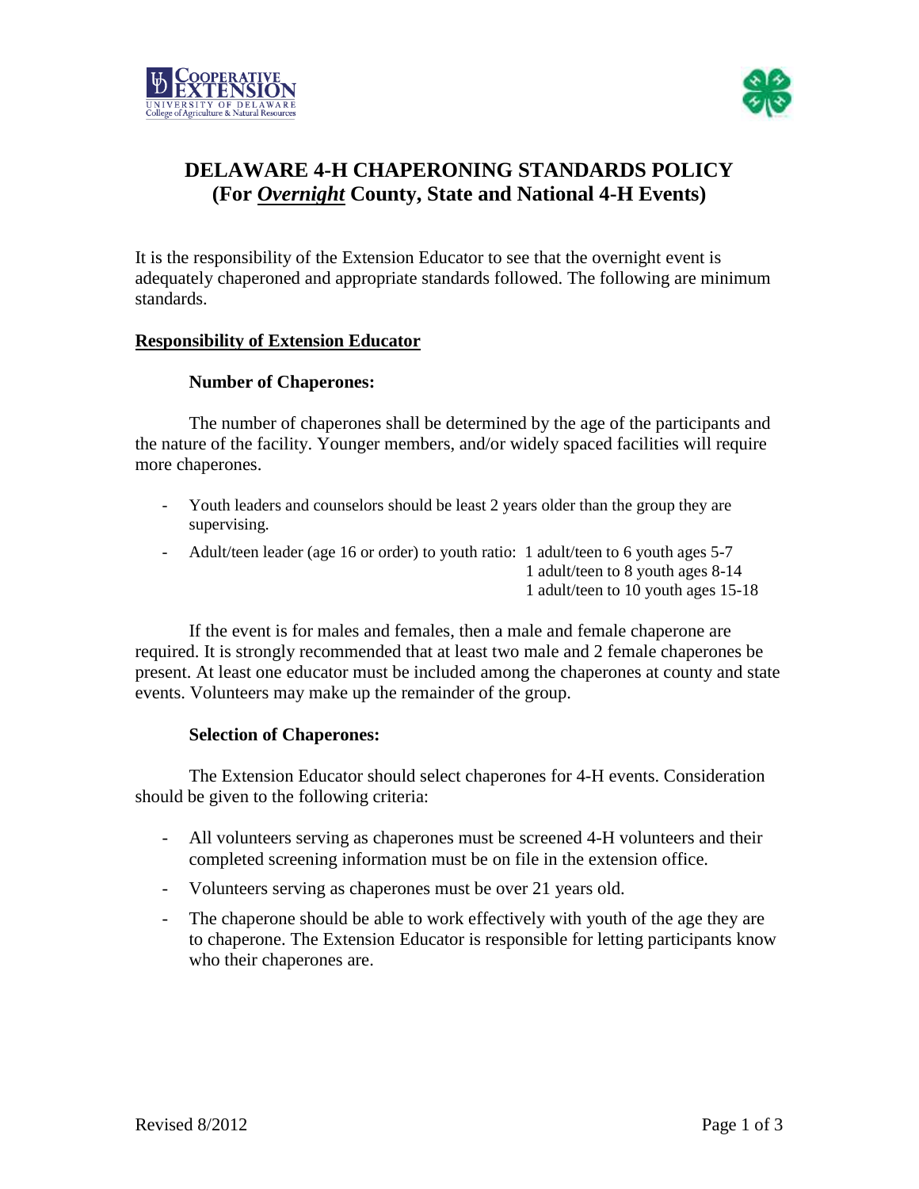# DELAWARE 4-H CHAPERONING STANDARDS POLICY
## (For ***Overnight*** County, State and National 4-H Events)

It is the responsibility of the Extension Educator to see that the overnight event is adequately chaperoned and appropriate standards followed. The following are minimum standards.

**Responsibility of Extension Educator**

### Number of Chaperones:

The number of chaperones shall be determined by the age of the participants and the nature of the facility. Younger members, and/or widely spaced facilities will require more chaperones.

- Youth leaders and counselors should be least 2 years older than the group they are supervising.
- Adult/teen leader (age 16 or order) to youth ratio:
  - 1 adult/teen to 6 youth ages 5-7
  - 1 adult/teen to 8 youth ages 8-14
  - 1 adult/teen to 10 youth ages 15-18

If the event is for males and females, then a male and female chaperone are required. It is strongly recommended that at least two male and 2 female chaperones be present. At least one educator must be included among the chaperones at county and state events. Volunteers may make up the remainder of the group.

### Selection of Chaperones:

The Extension Educator should select chaperones for 4-H events. Consideration should be given to the following criteria:

- All volunteers serving as chaperones must be screened 4-H volunteers and their completed screening information must be on file in the extension office.
- Volunteers serving as chaperones must be over 21 years old.
- The chaperone should be able to work effectively with youth of the age they are to chaperone. The Extension Educator is responsible for letting participants know who their chaperones are.

Revised 8/2012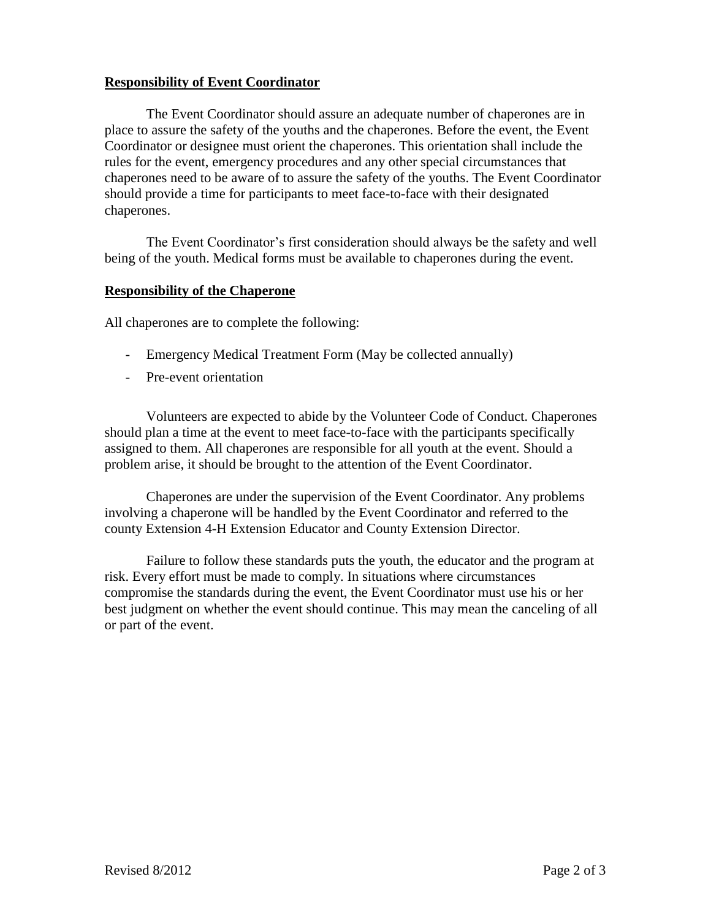## Responsibility of Event Coordinator

The Event Coordinator should assure an adequate number of chaperones are in place to assure the safety of the youths and the chaperones. Before the event, the Event Coordinator or designee must orient the chaperones. This orientation shall include the rules for the event, emergency procedures and any other special circumstances that chaperones need to be aware of to assure the safety of the youths. The Event Coordinator should provide a time for participants to meet face-to-face with their designated chaperones.

The Event Coordinator's first consideration should always be the safety and well being of the youth. Medical forms must be available to chaperones during the event.

## Responsibility of the Chaperone

All chaperones are to complete the following:

- Emergency Medical Treatment Form (May be collected annually)
- Pre-event orientation

Volunteers are expected to abide by the Volunteer Code of Conduct. Chaperones should plan a time at the event to meet face-to-face with the participants specifically assigned to them. All chaperones are responsible for all youth at the event. Should a problem arise, it should be brought to the attention of the Event Coordinator.

Chaperones are under the supervision of the Event Coordinator. Any problems involving a chaperone will be handled by the Event Coordinator and referred to the county Extension 4-H Extension Educator and County Extension Director.

Failure to follow these standards puts the youth, the educator and the program at risk. Every effort must be made to comply. In situations where circumstances compromise the standards during the event, the Event Coordinator must use his or her best judgment on whether the event should continue. This may mean the canceling of all or part of the event.

Revised 8/2012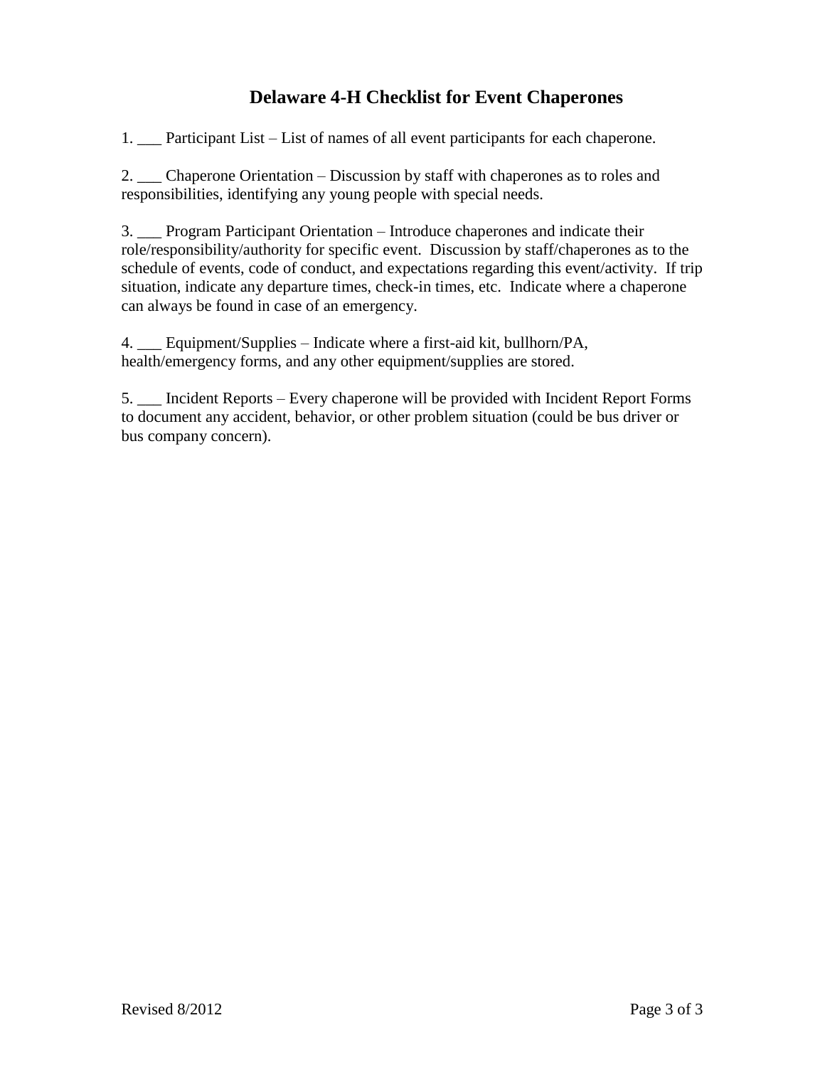# Delaware 4-H Checklist for Event Chaperones

1. ___ Participant List – List of names of all event participants for each chaperone.

2. ___ Chaperone Orientation – Discussion by staff with chaperones as to roles and responsibilities, identifying any young people with special needs.

3. ___ Program Participant Orientation – Introduce chaperones and indicate their role/responsibility/authority for specific event. Discussion by staff/chaperones as to the schedule of events, code of conduct, and expectations regarding this event/activity. If trip situation, indicate any departure times, check-in times, etc. Indicate where a chaperone can always be found in case of an emergency.

4. ___ Equipment/Supplies – Indicate where a first-aid kit, bullhorn/PA, health/emergency forms, and any other equipment/supplies are stored.

5. ___ Incident Reports – Every chaperone will be provided with Incident Report Forms to document any accident, behavior, or other problem situation (could be bus driver or bus company concern).

Revised 8/2012